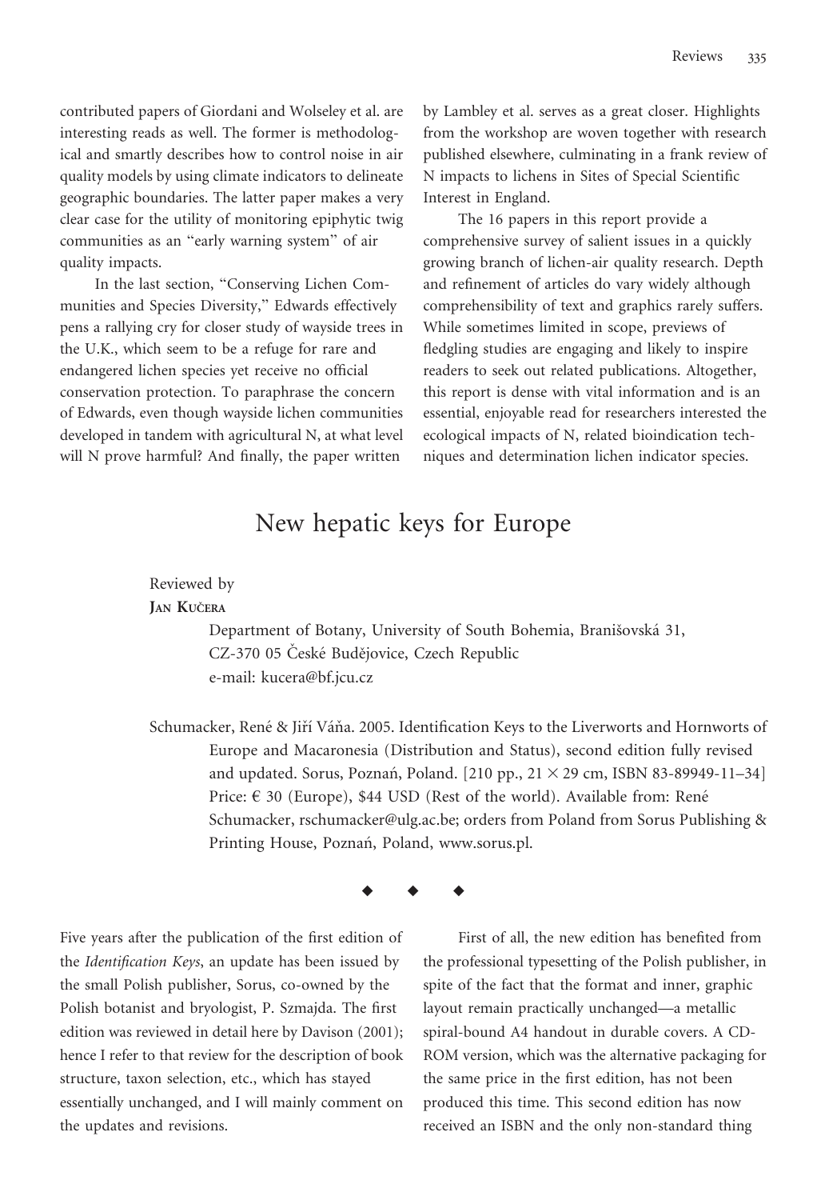contributed papers of Giordani and Wolseley et al. are interesting reads as well. The former is methodological and smartly describes how to control noise in air quality models by using climate indicators to delineate geographic boundaries. The latter paper makes a very clear case for the utility of monitoring epiphytic twig communities as an "early warning system" of air quality impacts.

In the last section, "Conserving Lichen Communities and Species Diversity," Edwards effectively pens a rallying cry for closer study of wayside trees in the U.K., which seem to be a refuge for rare and endangered lichen species yet receive no official conservation protection. To paraphrase the concern of Edwards, even though wayside lichen communities developed in tandem with agricultural N, at what level will N prove harmful? And finally, the paper written by Lambley et al. serves as a great closer. Highlights from the workshop are woven together with research published elsewhere, culminating in a frank review of N impacts to lichens in Sites of Special Scientific Interest in England.

The 16 papers in this report provide a comprehensive survey of salient issues in a quickly growing branch of lichen-air quality research. Depth and refinement of articles do vary widely although comprehensibility of text and graphics rarely suffers. While sometimes limited in scope, previews of fledgling studies are engaging and likely to inspire readers to seek out related publications. Altogether, this report is dense with vital information and is an essential, enjoyable read for researchers interested the ecological impacts of N, related bioindication techniques and determination lichen indicator species.

# New hepatic keys for Europe

Reviewed by

**Jan Kučera**

Department of Botany, University of South Bohemia, Branišovská 31, CZ-370 05 České Budějovice, Czech Republic
e-mail: kucera@bf.jcu.cz

Schumacker, René & Jiří Váňa. 2005. Identification Keys to the Liverworts and Hornworts of Europe and Macaronesia (Distribution and Status), second edition fully revised and updated. Sorus, Poznań, Poland. [210 pp., 21 × 29 cm, ISBN 83-89949-11–34] Price: € 30 (Europe), $44 USD (Rest of the world). Available from: René Schumacker, rschumacker@ulg.ac.be; orders from Poland from Sorus Publishing & Printing House, Poznań, Poland, www.sorus.pl.

◆ ◆ ◆

Five years after the publication of the first edition of the *Identification Keys*, an update has been issued by the small Polish publisher, Sorus, co-owned by the Polish botanist and bryologist, P. Szmajda. The first edition was reviewed in detail here by Davison (2001); hence I refer to that review for the description of book structure, taxon selection, etc., which has stayed essentially unchanged, and I will mainly comment on the updates and revisions.

First of all, the new edition has benefited from the professional typesetting of the Polish publisher, in spite of the fact that the format and inner, graphic layout remain practically unchanged—a metallic spiral-bound A4 handout in durable covers. A CD-ROM version, which was the alternative packaging for the same price in the first edition, has not been produced this time. This second edition has now received an ISBN and the only non-standard thing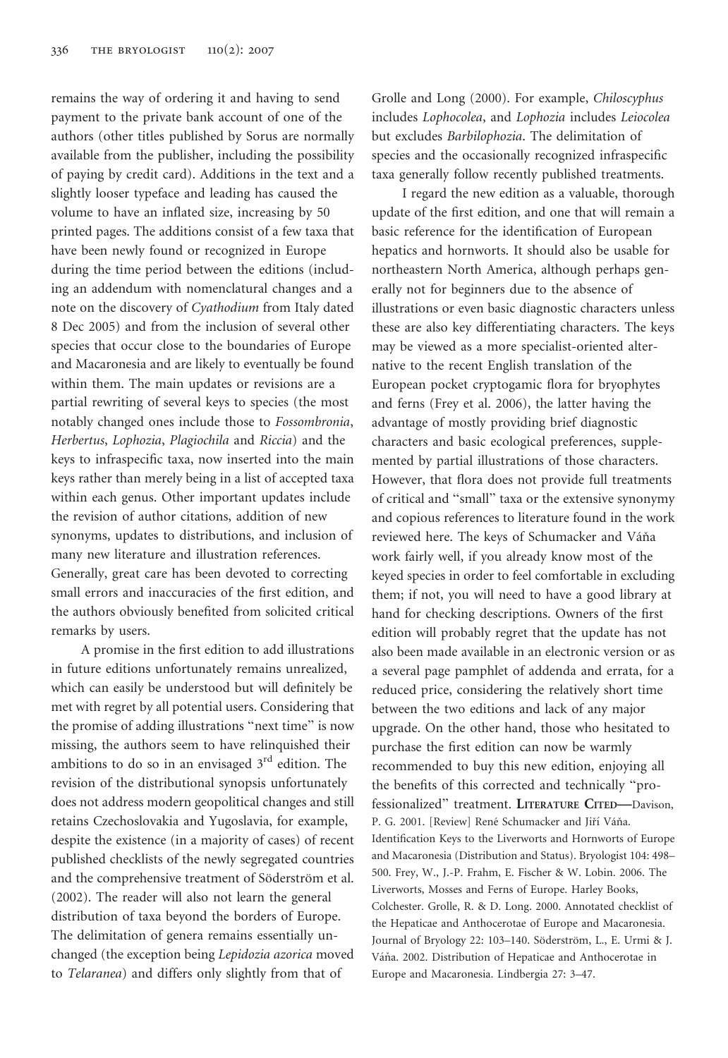remains the way of ordering it and having to send payment to the private bank account of one of the authors (other titles published by Sorus are normally available from the publisher, including the possibility of paying by credit card). Additions in the text and a slightly looser typeface and leading has caused the volume to have an inflated size, increasing by 50 printed pages. The additions consist of a few taxa that have been newly found or recognized in Europe during the time period between the editions (including an addendum with nomenclatural changes and a note on the discovery of *Cyathodium* from Italy dated 8 Dec 2005) and from the inclusion of several other species that occur close to the boundaries of Europe and Macaronesia and are likely to eventually be found within them. The main updates or revisions are a partial rewriting of several keys to species (the most notably changed ones include those to *Fossombronia*, *Herbertus*, *Lophozia*, *Plagiochila* and *Riccia*) and the keys to infraspecific taxa, now inserted into the main keys rather than merely being in a list of accepted taxa within each genus. Other important updates include the revision of author citations, addition of new synonyms, updates to distributions, and inclusion of many new literature and illustration references. Generally, great care has been devoted to correcting small errors and inaccuracies of the first edition, and the authors obviously benefited from solicited critical remarks by users.

A promise in the first edition to add illustrations in future editions unfortunately remains unrealized, which can easily be understood but will definitely be met with regret by all potential users. Considering that the promise of adding illustrations "next time" is now missing, the authors seem to have relinquished their ambitions to do so in an envisaged 3rd edition. The revision of the distributional synopsis unfortunately does not address modern geopolitical changes and still retains Czechoslovakia and Yugoslavia, for example, despite the existence (in a majority of cases) of recent published checklists of the newly segregated countries and the comprehensive treatment of Söderström et al. (2002). The reader will also not learn the general distribution of taxa beyond the borders of Europe. The delimitation of genera remains essentially unchanged (the exception being *Lepidozia azorica* moved to *Telaranea*) and differs only slightly from that of Grolle and Long (2000). For example, *Chiloscyphus* includes *Lophocolea*, and *Lophozia* includes *Leiocolea* but excludes *Barbilophozia*. The delimitation of species and the occasionally recognized infraspecific taxa generally follow recently published treatments.

I regard the new edition as a valuable, thorough update of the first edition, and one that will remain a basic reference for the identification of European hepatics and hornworts. It should also be usable for northeastern North America, although perhaps generally not for beginners due to the absence of illustrations or even basic diagnostic characters unless these are also key differentiating characters. The keys may be viewed as a more specialist-oriented alternative to the recent English translation of the European pocket cryptogamic flora for bryophytes and ferns (Frey et al. 2006), the latter having the advantage of mostly providing brief diagnostic characters and basic ecological preferences, supplemented by partial illustrations of those characters. However, that flora does not provide full treatments of critical and "small" taxa or the extensive synonymy and copious references to literature found in the work reviewed here. The keys of Schumacker and Váňa work fairly well, if you already know most of the keyed species in order to feel comfortable in excluding them; if not, you will need to have a good library at hand for checking descriptions. Owners of the first edition will probably regret that the update has not also been made available in an electronic version or as a several page pamphlet of addenda and errata, for a reduced price, considering the relatively short time between the two editions and lack of any major upgrade. On the other hand, those who hesitated to purchase the first edition can now be warmly recommended to buy this new edition, enjoying all the benefits of this corrected and technically "professionalized" treatment. **Literature Cited**—Davison, P. G. 2001. [Review] René Schumacker and Jiří Váňa. Identification Keys to the Liverworts and Hornworts of Europe and Macaronesia (Distribution and Status). Bryologist 104: 498–500. Frey, W., J.-P. Frahm, E. Fischer & W. Lobin. 2006. The Liverworts, Mosses and Ferns of Europe. Harley Books, Colchester. Grolle, R. & D. Long. 2000. Annotated checklist of the Hepaticae and Anthocerotae of Europe and Macaronesia. Journal of Bryology 22: 103–140. Söderström, L., E. Urmi & J. Váňa. 2002. Distribution of Hepaticae and Anthocerotae in Europe and Macaronesia. Lindbergia 27: 3–47.